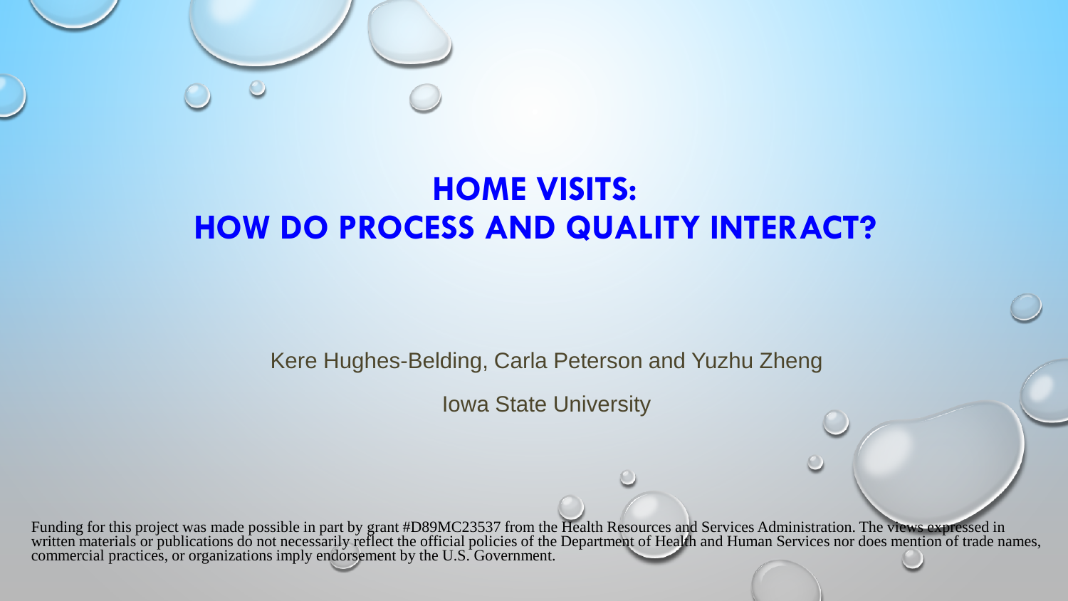# HOME VISITS: HOW DO PROCESS AND QUALITY INTERACT?

Kere Hughes-Belding, Carla Peterson and Yuzhu Zheng

Iowa State University

Funding for this project was made possible in part by grant #D89MC23537 from the Health Resources and Services Administration. The views expressed in written materials or publications do not necessarily reflect the official policies of the Department of Health and Human Services nor does mention of trade names, commercial practices, or organizations imply endorsement by the U.S. Government.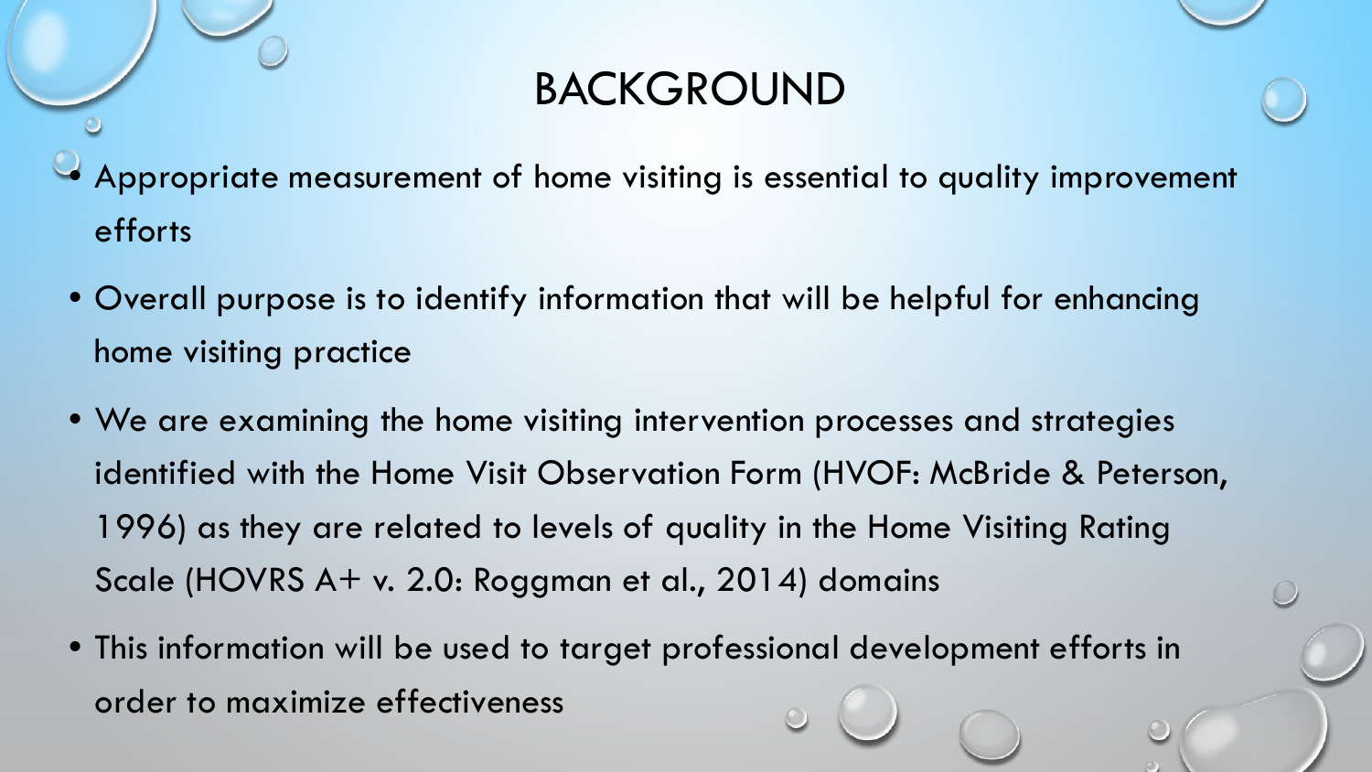# BACKGROUND

- Appropriate measurement of home visiting is essential to quality improvement efforts
- Overall purpose is to identify information that will be helpful for enhancing home visiting practice
- We are examining the home visiting intervention processes and strategies identified with the Home Visit Observation Form (HVOF: McBride & Peterson, 1996) as they are related to levels of quality in the Home Visiting Rating Scale (HOVRS A+ v. 2.0: Roggman et al., 2014) domains
- This information will be used to target professional development efforts in order to maximize effectiveness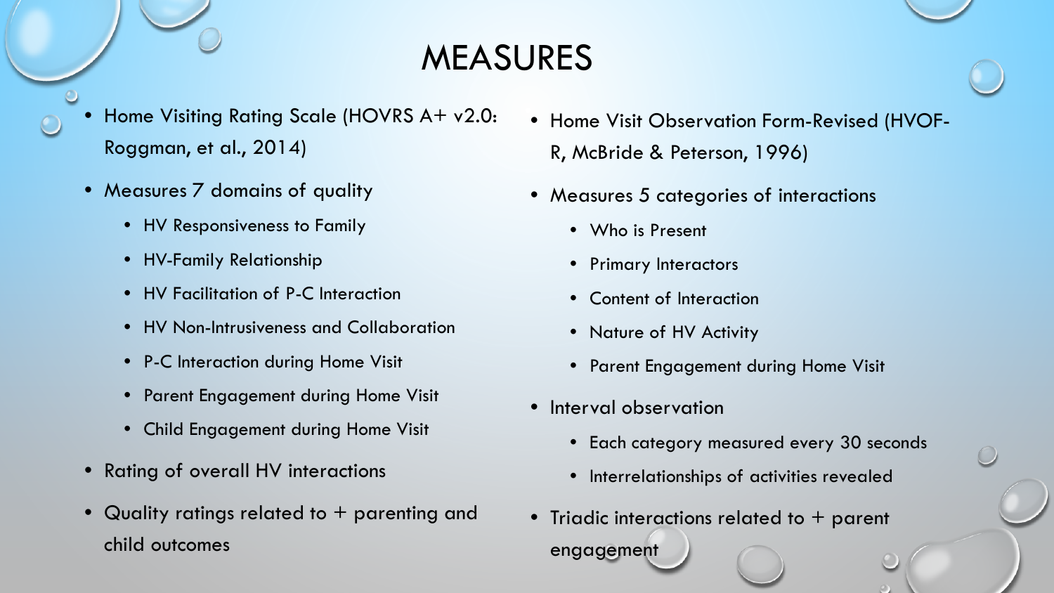# MEASURES

- Home Visiting Rating Scale (HOVRS A+ v2.0: Roggman, et al., 2014)
- Measures 7 domains of quality
  - HV Responsiveness to Family
  - HV-Family Relationship
  - HV Facilitation of P-C Interaction
  - HV Non-Intrusiveness and Collaboration
  - P-C Interaction during Home Visit
  - Parent Engagement during Home Visit
  - Child Engagement during Home Visit
- Rating of overall HV interactions
- Quality ratings related to + parenting and child outcomes

- Home Visit Observation Form-Revised (HVOF-R, McBride & Peterson, 1996)
- Measures 5 categories of interactions
  - Who is Present
  - Primary Interactors
  - Content of Interaction
  - Nature of HV Activity
  - Parent Engagement during Home Visit
- Interval observation
  - Each category measured every 30 seconds
  - Interrelationships of activities revealed
- Triadic interactions related to + parent engagement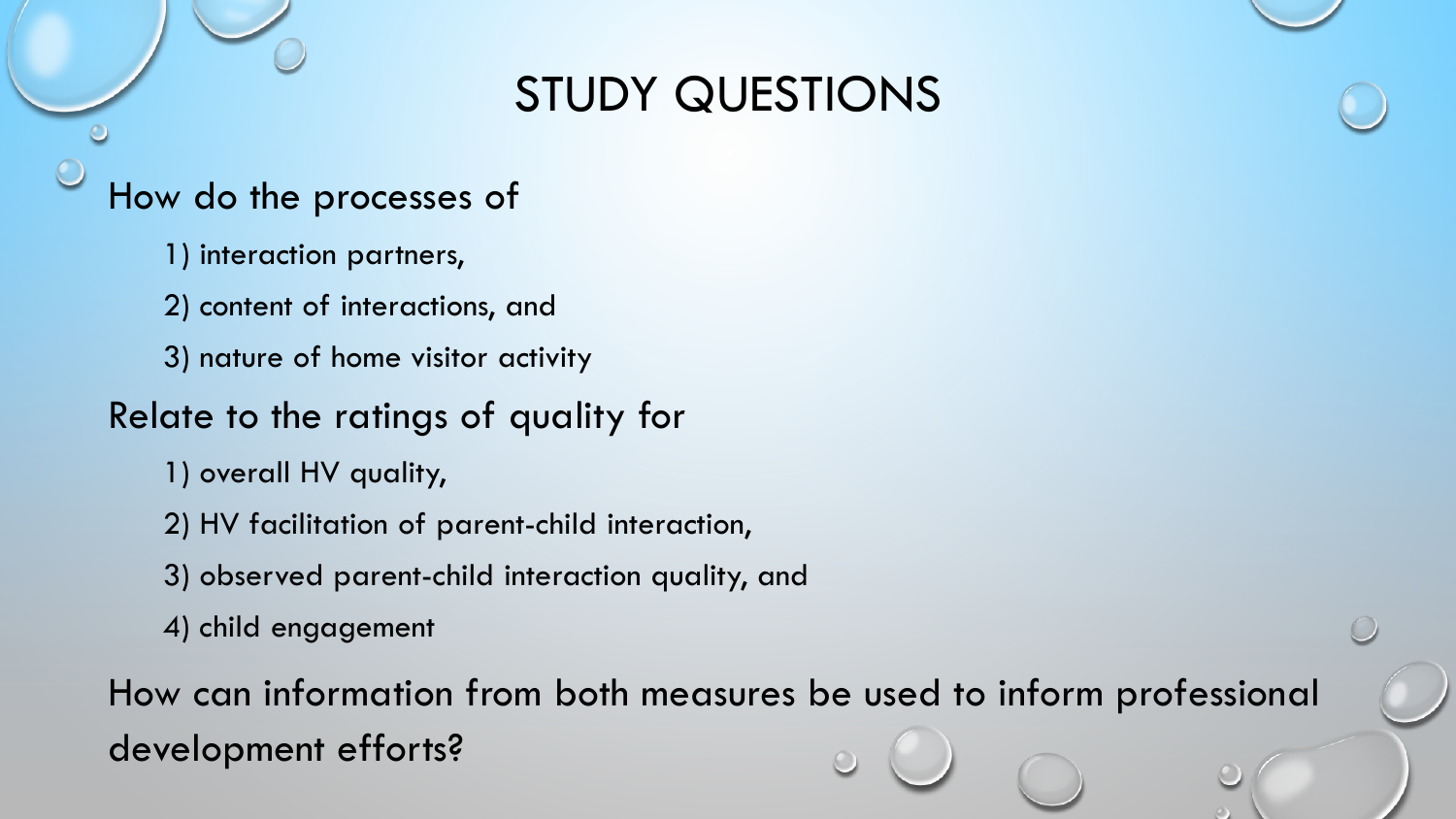# STUDY QUESTIONS

How do the processes of

1) interaction partners,
2) content of interactions, and
3) nature of home visitor activity

Relate to the ratings of quality for

1) overall HV quality,
2) HV facilitation of parent-child interaction,
3) observed parent-child interaction quality, and
4) child engagement

How can information from both measures be used to inform professional development efforts?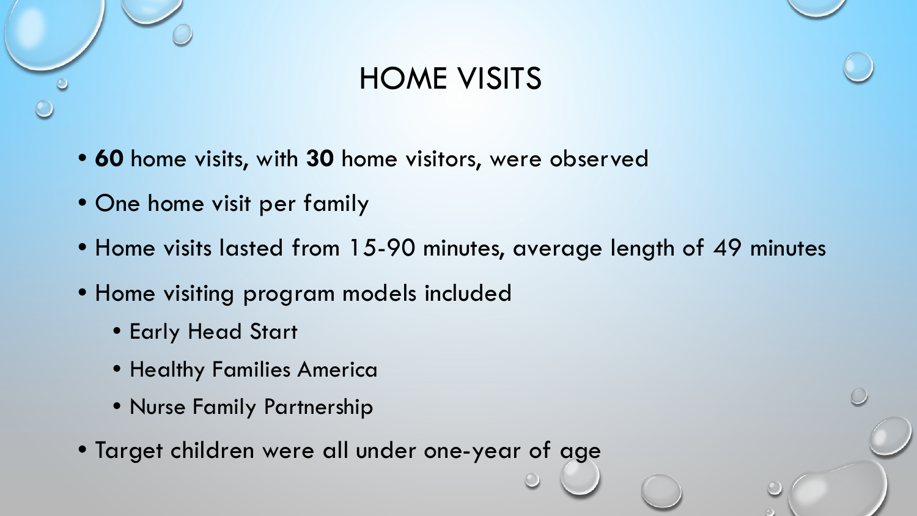# HOME VISITS

- **60** home visits, with **30** home visitors, were observed
- One home visit per family
- Home visits lasted from 15-90 minutes, average length of 49 minutes
- Home visiting program models included
  - Early Head Start
  - Healthy Families America
  - Nurse Family Partnership
- Target children were all under one-year of age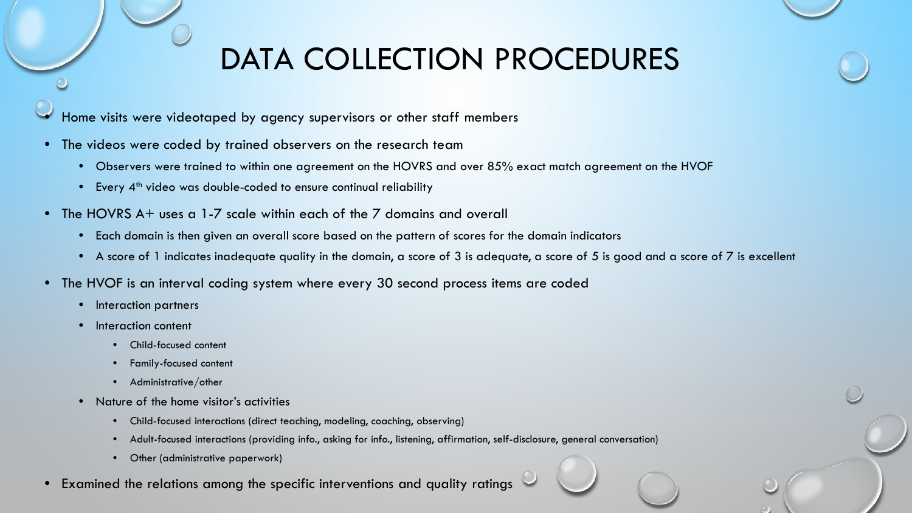# DATA COLLECTION PROCEDURES

- Home visits were videotaped by agency supervisors or other staff members
- The videos were coded by trained observers on the research team
  - Observers were trained to within one agreement on the HOVRS and over 85% exact match agreement on the HVOF
  - Every 4th video was double-coded to ensure continual reliability
- The HOVRS A+ uses a 1-7 scale within each of the 7 domains and overall
  - Each domain is then given an overall score based on the pattern of scores for the domain indicators
  - A score of 1 indicates inadequate quality in the domain, a score of 3 is adequate, a score of 5 is good and a score of 7 is excellent
- The HVOF is an interval coding system where every 30 second process items are coded
  - Interaction partners
  - Interaction content
    - Child-focused content
    - Family-focused content
    - Administrative/other
  - Nature of the home visitor's activities
    - Child-focused interactions (direct teaching, modeling, coaching, observing)
    - Adult-focused interactions (providing info., asking for info., listening, affirmation, self-disclosure, general conversation)
    - Other (administrative paperwork)
- Examined the relations among the specific interventions and quality ratings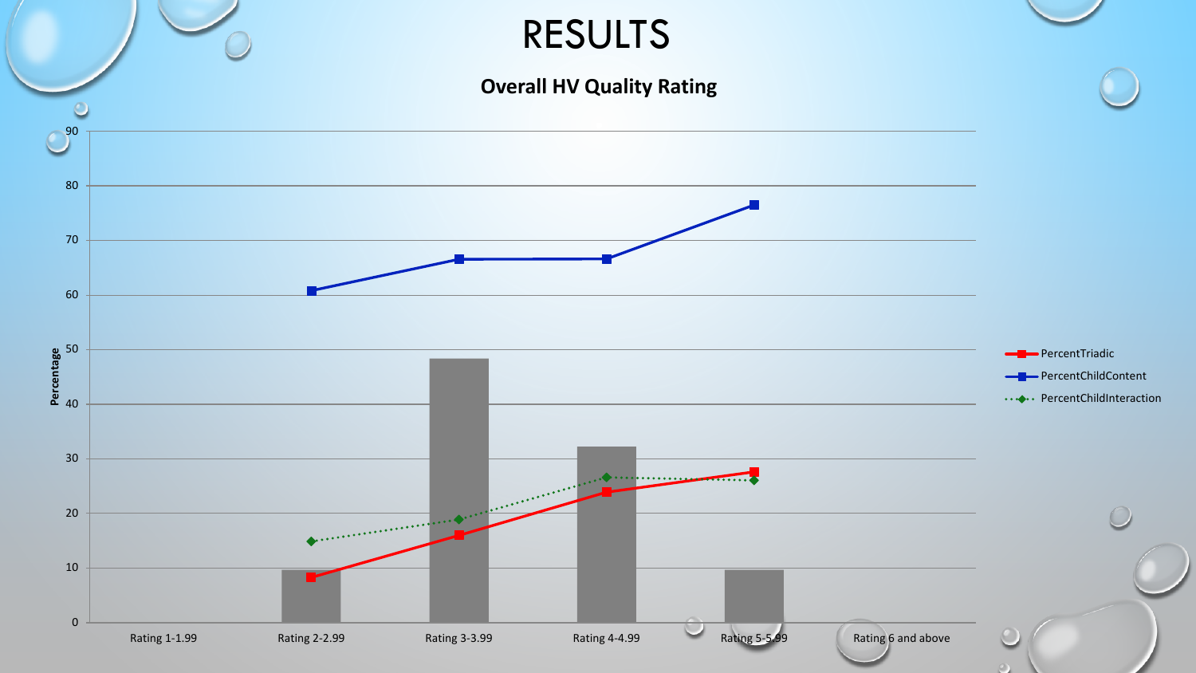# RESULTS

**Overall HV Quality Rating**

Percentage

90
80
70
60
50
40
30
20
10
0

Rating 1-1.99
Rating 2-2.99
Rating 3-3.99
Rating 4-4.99
Rating 5-5.99
Rating 6 and above

PercentTriadic
PercentChildContent
PercentChildInteraction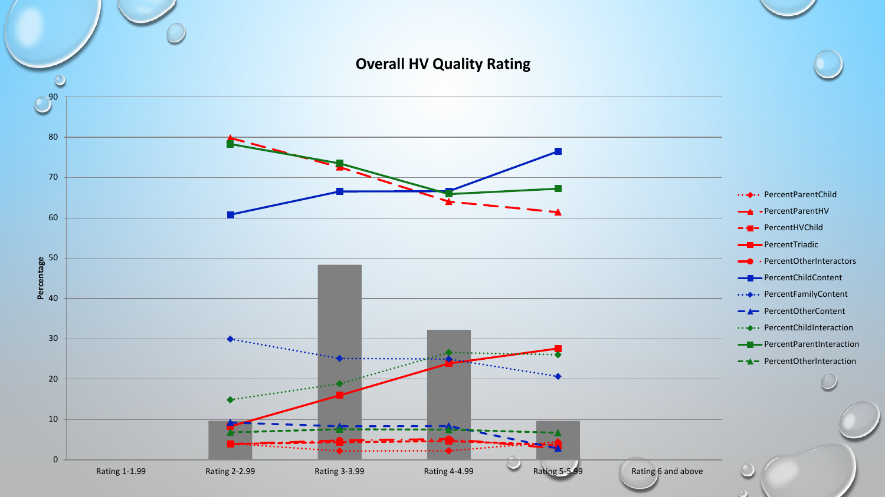# Overall HV Quality Rating

Percentage

90
80
70
60
50
40
30
20
10
0

Rating 1-1.99
Rating 2-2.99
Rating 3-3.99
Rating 4-4.99
Rating 5-5.99
Rating 6 and above

PercentParentChild
PercentParentHV
PercentHVChild
PercentTriadic
PercentOtherInteractors
PercentChildContent
PercentFamilyContent
PercentOtherContent
PercentChildInteraction
PercentParentInteraction
PercentOtherInteraction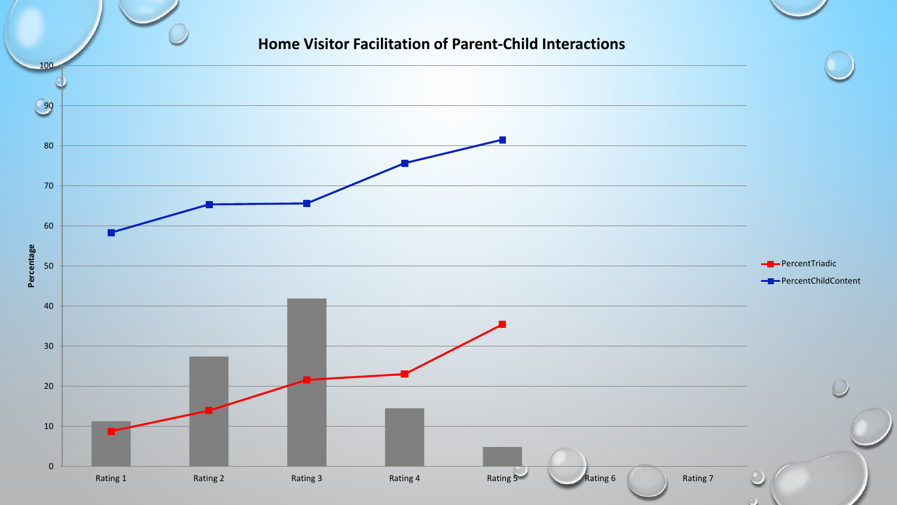# Home Visitor Facilitation of Parent-Child Interactions

Percentage

100
90
80
70
60
50
40
30
20
10
0

Rating 1
Rating 2
Rating 3
Rating 4
Rating 5
Rating 6
Rating 7

PercentTriadic
PercentChildContent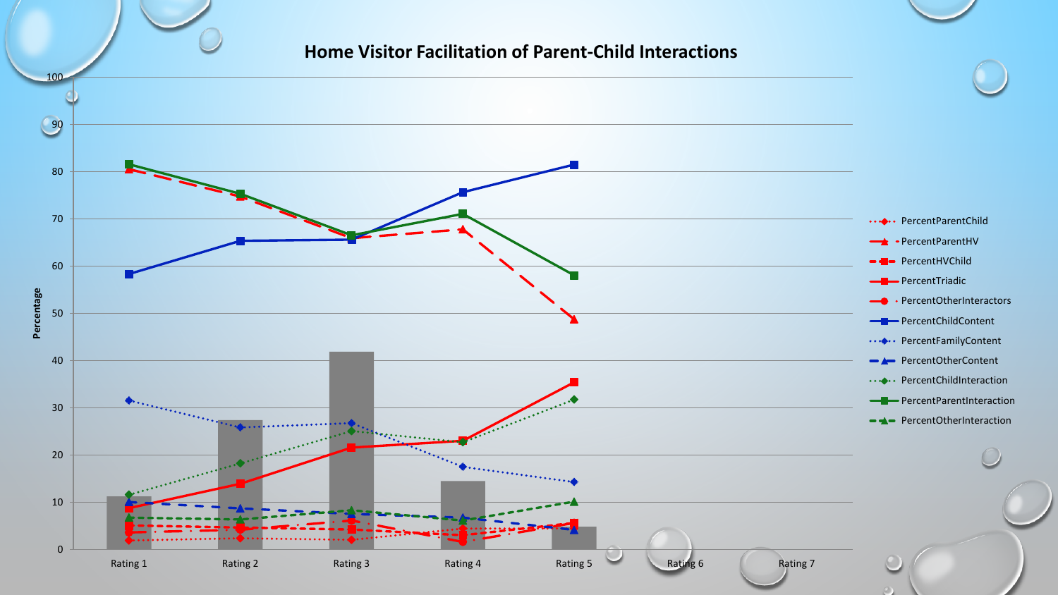# Home Visitor Facilitation of Parent-Child Interactions

Percentage

100
90
80
70
60
50
40
30
20
10
0

Rating 1
Rating 2
Rating 3
Rating 4
Rating 5
Rating 6
Rating 7

PercentParentChild
PercentParentHV
PercentHVChild
PercentTriadic
PercentOtherInteractors
PercentChildContent
PercentFamilyContent
PercentOtherContent
PercentChildInteraction
PercentParentInteraction
PercentOtherInteraction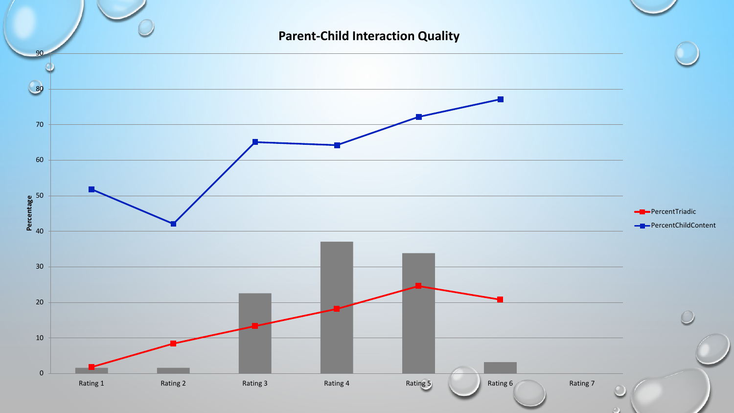# Parent-Child Interaction Quality

Percentage

90
80
70
60
50
40
30
20
10
0

Rating 1
Rating 2
Rating 3
Rating 4
Rating 5
Rating 6
Rating 7

PercentTriadic
PercentChildContent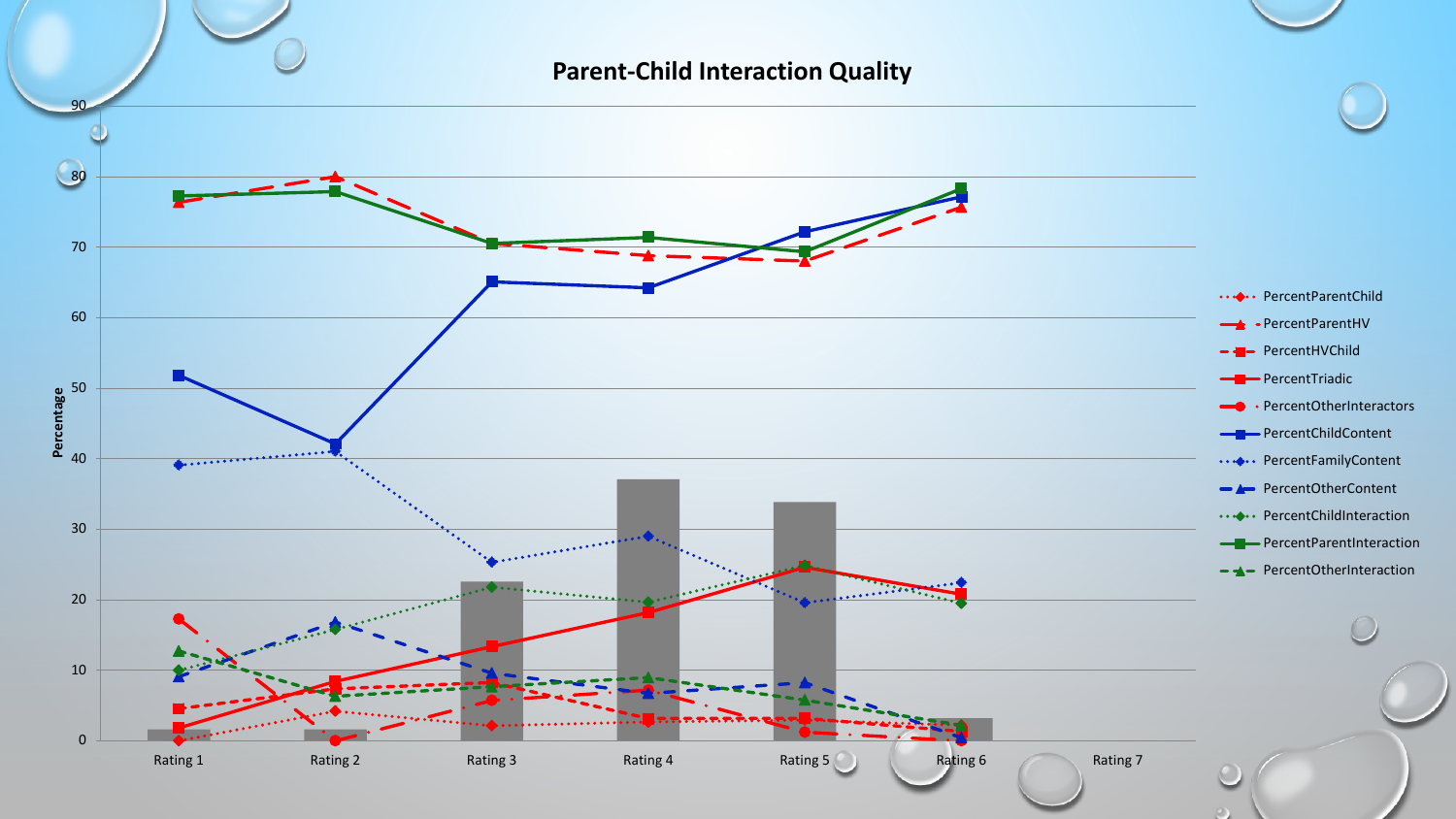# Parent-Child Interaction Quality

Percentage

90
80
70
60
50
40
30
20
10
0

Rating 1
Rating 2
Rating 3
Rating 4
Rating 5
Rating 6
Rating 7

PercentParentChild
PercentParentHV
PercentHVChild
PercentTriadic
PercentOtherInteractors
PercentChildContent
PercentFamilyContent
PercentOtherContent
PercentChildInteraction
PercentParentInteraction
PercentOtherInteraction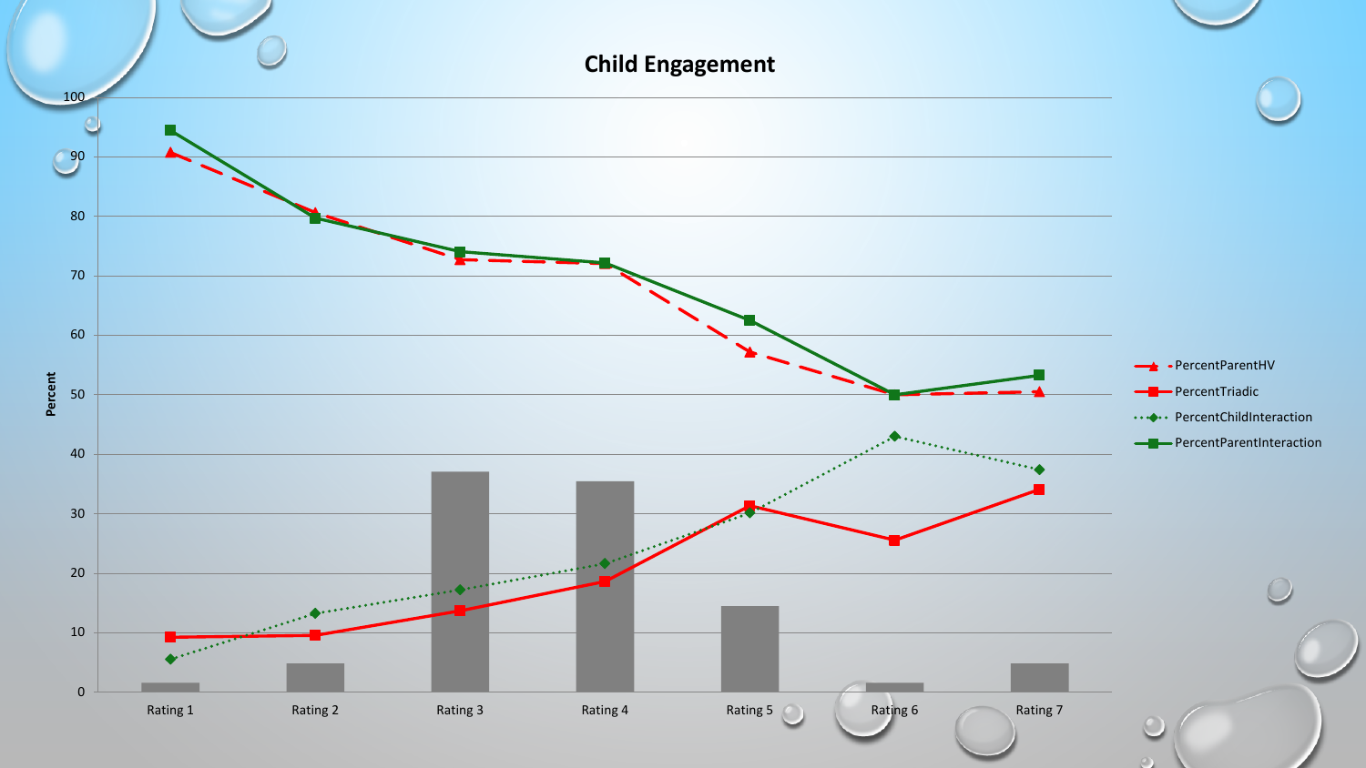# Child Engagement

100
90
80
70
60
50
40
30
20
10
0

Percent

Rating 1
Rating 2
Rating 3
Rating 4
Rating 5
Rating 6
Rating 7

PercentParentHV
PercentTriadic
PercentChildInteraction
PercentParentInteraction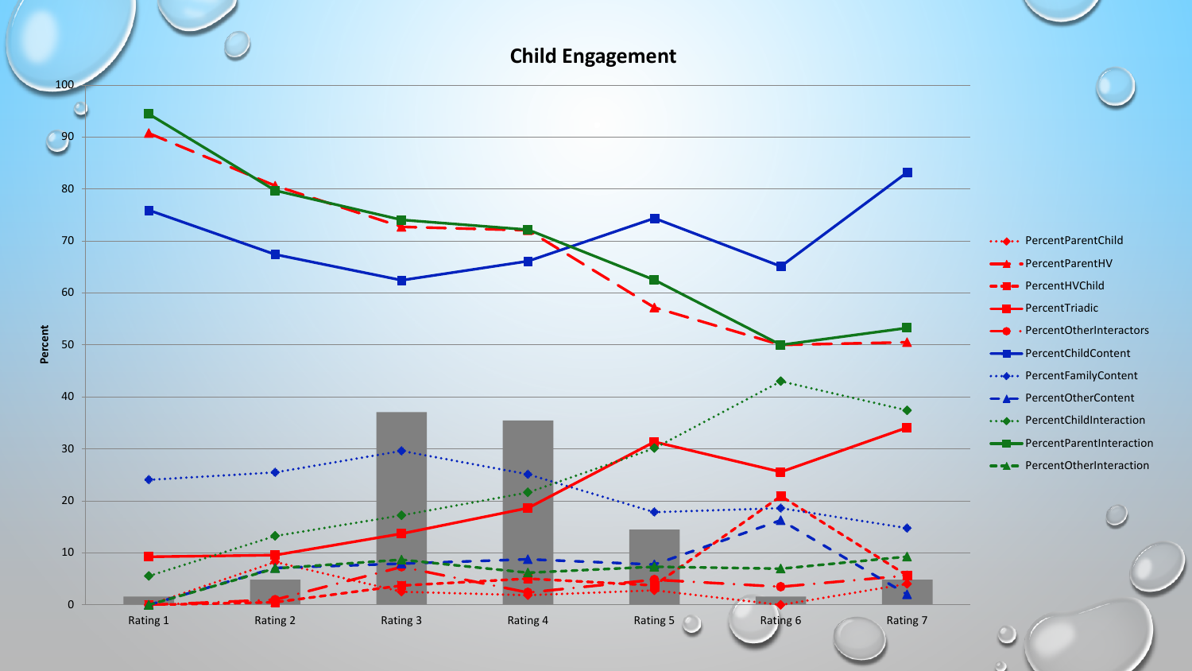# Child Engagement

100
90
80
70
60
50
40
30
20
10
0

Percent

Rating 1
Rating 2
Rating 3
Rating 4
Rating 5
Rating 6
Rating 7

PercentParentChild
PercentParentHV
PercentHVChild
PercentTriadic
PercentOtherInteractors
PercentChildContent
PercentFamilyContent
PercentOtherContent
PercentChildInteraction
PercentParentInteraction
PercentOtherInteraction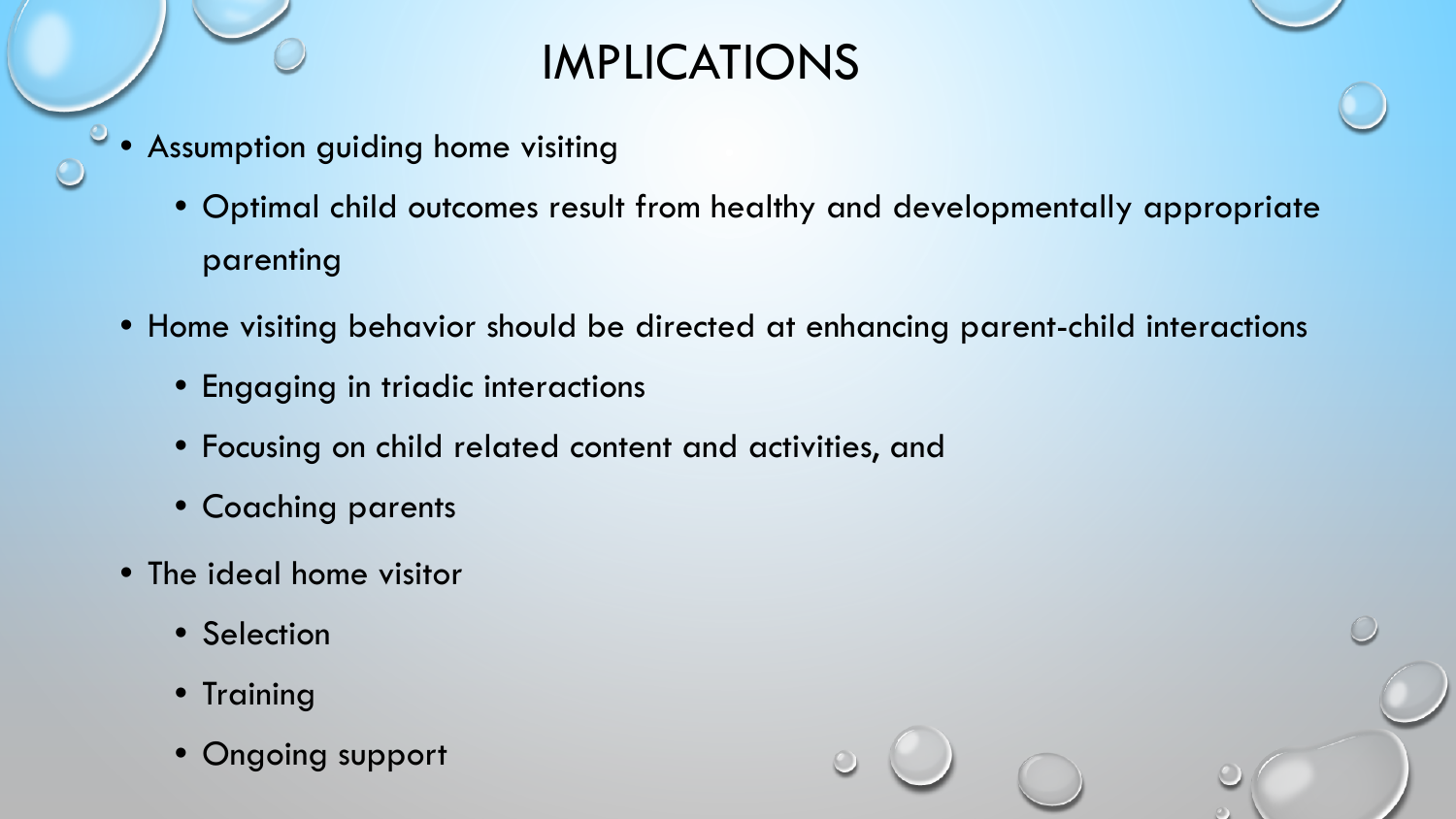# IMPLICATIONS

- Assumption guiding home visiting
  - Optimal child outcomes result from healthy and developmentally appropriate parenting
- Home visiting behavior should be directed at enhancing parent-child interactions
  - Engaging in triadic interactions
  - Focusing on child related content and activities, and
  - Coaching parents
- The ideal home visitor
  - Selection
  - Training
  - Ongoing support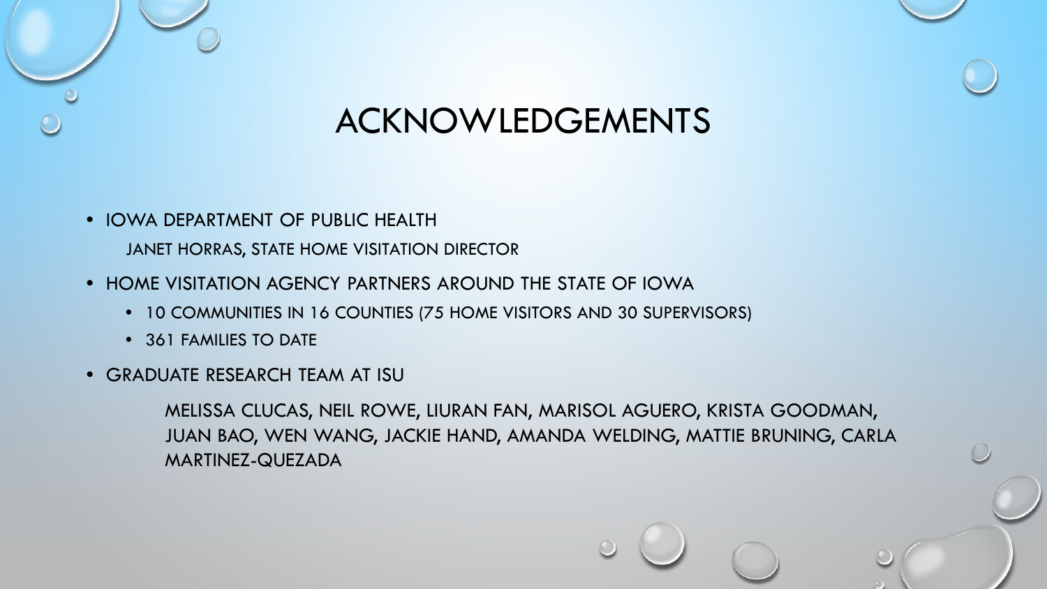# ACKNOWLEDGEMENTS

- IOWA DEPARTMENT OF PUBLIC HEALTH

  JANET HORRAS, STATE HOME VISITATION DIRECTOR

- HOME VISITATION AGENCY PARTNERS AROUND THE STATE OF IOWA
  - 10 COMMUNITIES IN 16 COUNTIES (75 HOME VISITORS AND 30 SUPERVISORS)
  - 361 FAMILIES TO DATE
- GRADUATE RESEARCH TEAM AT ISU

  MELISSA CLUCAS, NEIL ROWE, LIURAN FAN, MARISOL AGUERO, KRISTA GOODMAN, JUAN BAO, WEN WANG, JACKIE HAND, AMANDA WELDING, MATTIE BRUNING, CARLA MARTINEZ-QUEZADA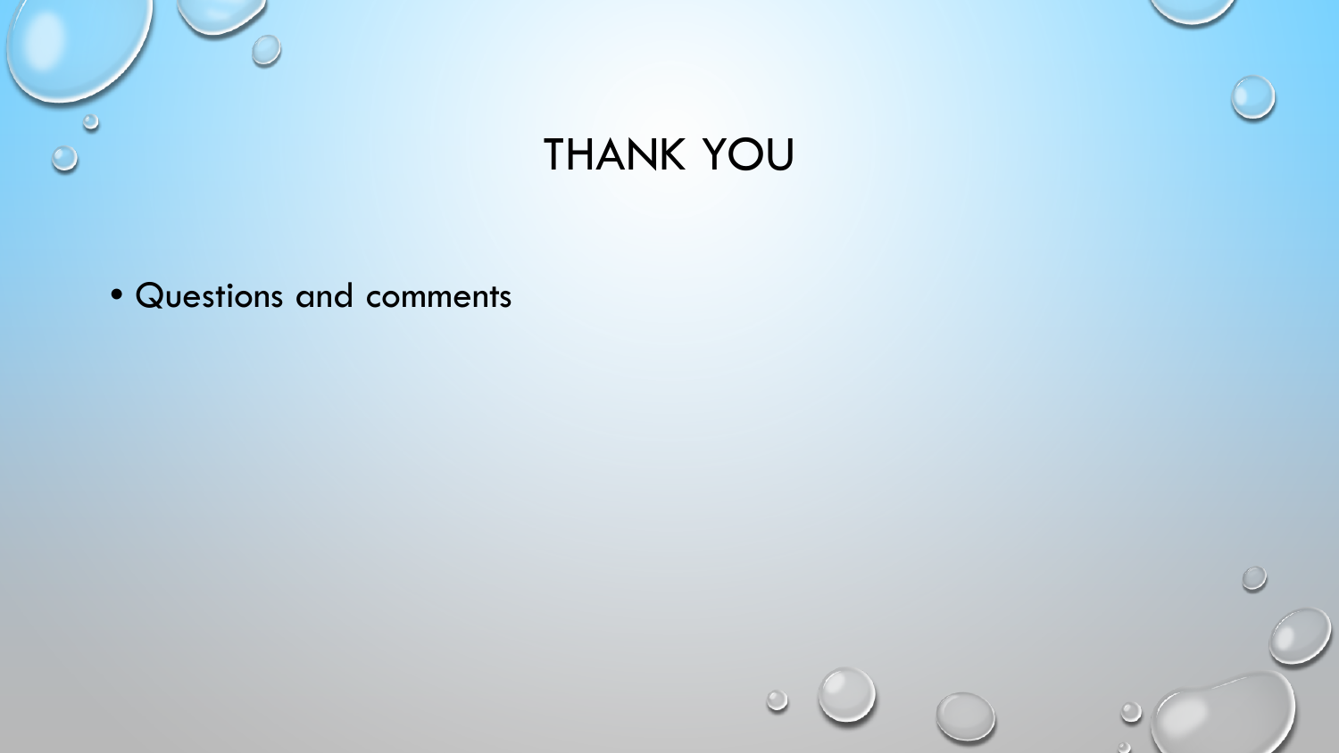# THANK YOU

- Questions and comments